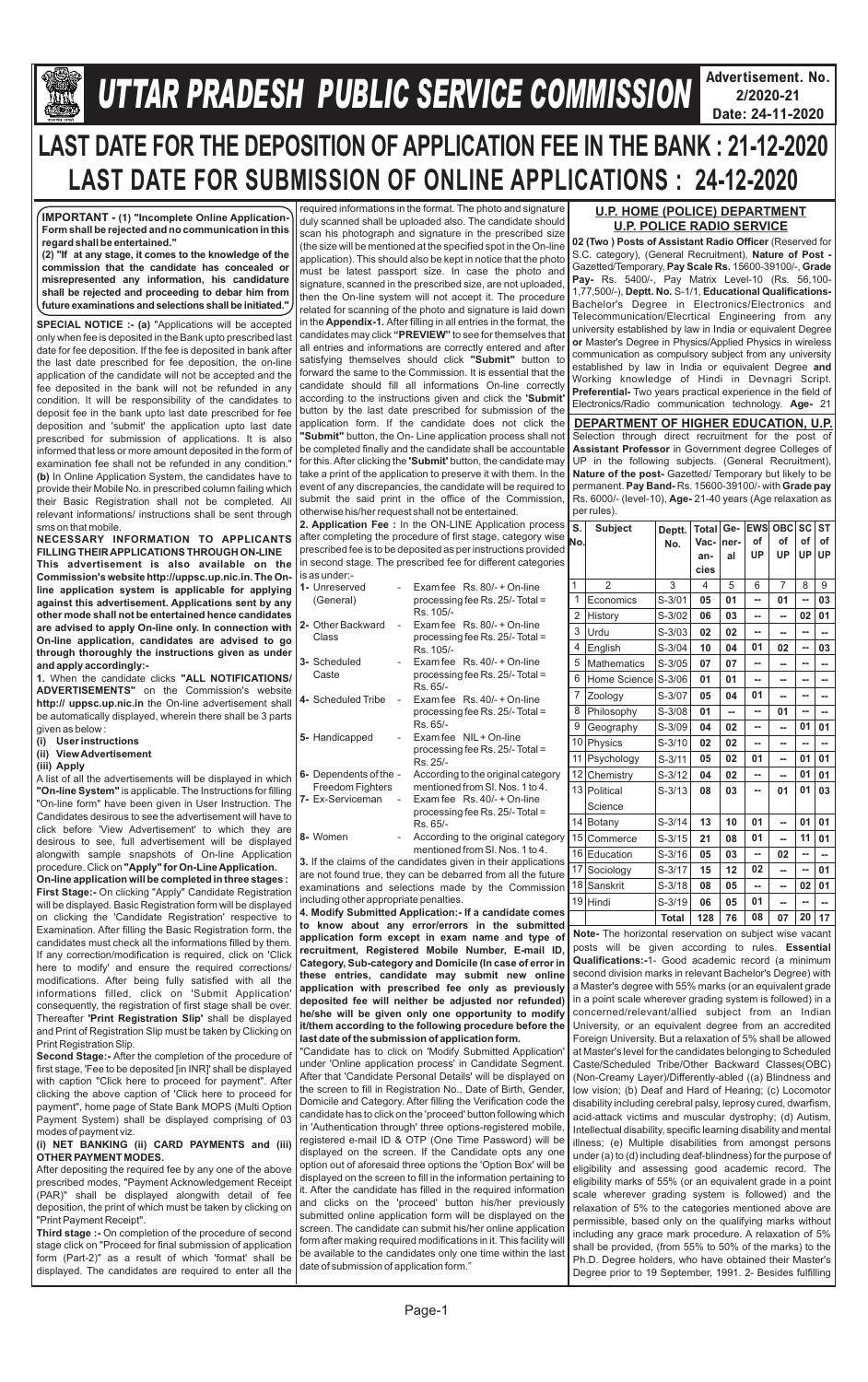# UTTAR PRADESH PUBLIC SERVICE COMMISSION

**Advertisement. No. 2/2020-21**
**Date: 24-11-2020**

# LAST DATE FOR THE DEPOSITION OF APPLICATION FEE IN THE BANK : 21-12-2020
# LAST DATE FOR SUBMISSION OF ONLINE APPLICATIONS : 24-12-2020

**IMPORTANT - (1) "Incomplete Online Application-Form shall be rejected and no communication in this regard shall be entertained."**
**(2) "If at any stage, it comes to the knowledge of the commission that the candidate has concealed or misrepresented any information, his candidature shall be rejected and proceeding to debar him from future examinations and selections shall be initiated."**

**SPECIAL NOTICE :- (a)** "Applications will be accepted only when fee is deposited in the Bank upto prescribed last date for fee deposition. If the fee is deposited in bank after the last date prescribed for fee deposition, the on-line application of the candidate will not be accepted and the fee deposited in the bank will not be refunded in any condition. It will be responsibility of the candidates to deposit fee in the bank upto last date prescribed for fee deposition and 'submit' the application upto last date prescribed for submission of applications. It is also informed that less or more amount deposited in the form of examination fee shall not be refunded in any condition." **(b)** In Online Application System, the candidates have to provide their Mobile No. in prescribed column failing which their Basic Registration shall not be completed. All relevant informations/ instructions shall be sent through sms on that mobile.

**NECESSARY INFORMATION TO APPLICANTS FILLING THEIR APPLICATIONS THROUGH ON-LINE**
**This advertisement is also available on the Commission's website http://uppsc.up.nic.in. The On-line application system is applicable for applying against this advertisement. Applications sent by any other mode shall not be entertained hence candidates are advised to apply On-line only. In connection with On-line application, candidates are advised to go through thoroughly the instructions given as under and apply accordingly:-**

**1.** When the candidate clicks **"ALL NOTIFICATIONS/ ADVERTISEMENTS"** on the Commission's website **http:// uppsc.up.nic.in** the On-line advertisement shall be automatically displayed, wherein there shall be 3 parts given as below :

**(i) User instructions**
**(ii) View Advertisement**
**(iii) Apply**

A list of all the advertisements will be displayed in which **"On-line System"** is applicable. The Instructions for filling "On-line form" have been given in User Instruction. The Candidates desirous to see the advertisement will have to click before 'View Advertisement' to which they are desirous to see, full advertisement will be displayed alongwith sample snapshots of On-line Application procedure. Click on **"Apply" for On-Line Application.**

**On-line application will be completed in three stages :**

**First Stage:-** On clicking "Apply" Candidate Registration will be displayed. Basic Registration form will be displayed on clicking the 'Candidate Registration' respective to Examination. After filling the Basic Registration form, the candidates must check all the informations filled by them. If any correction/modification is required, click on 'Click here to modify' and ensure the required corrections/ modifications. After being fully satisfied with all the informations filled, click on 'Submit Application' consequently, the registration of first stage shall be over. Thereafter **'Print Registration Slip'** shall be displayed and Print of Registration Slip must be taken by Clicking on Print Registration Slip.

**Second Stage:-** After the completion of the procedure of first stage, 'Fee to be deposited [in INR]' shall be displayed with caption "Click here to proceed for payment". After clicking the above caption of 'Click here to proceed for payment", home page of State Bank MOPS (Multi Option Payment System) shall be displayed comprising of 03 modes of payment viz.

**(i) NET BANKING (ii) CARD PAYMENTS and (iii) OTHER PAYMENT MODES.**

After depositing the required fee by any one of the above prescribed modes, "Payment Acknowledgement Receipt (PAR)" shall be displayed alongwith detail of fee deposition, the print of which must be taken by clicking on "Print Payment Receipt".

**Third stage :-** On completion of the procedure of second stage click on "Proceed for final submission of application form (Part-2)" as a result of which 'format' shall be displayed. The candidates are required to enter all the required informations in the format. The photo and signature duly scanned shall be uploaded also. The candidate should scan his photograph and signature in the prescribed size (the size will be mentioned at the specified spot in the On-line application). This should also be kept in notice that the photo must be latest passport size. In case the photo and signature, scanned in the prescribed size, are not uploaded, then the On-line system will not accept it. The procedure related for scanning of the photo and signature is laid down in the **Appendix-1.** After filling in all entries in the format, the candidates may click **"PREVIEW"** to see for themselves that all entries and informations are correctly entered and after satisfying themselves should click **"Submit"** button to forward the same to the Commission. It is essential that the candidate should fill all informations On-line correctly according to the instructions given and click the **'Submit'** button by the last date prescribed for submission of the application form. If the candidate does not click the **"Submit"** button, the On- Line application process shall not be completed finally and the candidate shall be accountable for this. After clicking the **'Submit'** button, the candidate may take a print of the application to preserve it with them. In the event of any discrepancies, the candidate will be required to submit the said print in the office of the Commission, otherwise his/her request shall not be entertained.

**2. Application Fee :** In the ON-LINE Application process after completing the procedure of first stage, category wise prescribed fee is to be deposited as per instructions provided in second stage. The prescribed fee for different categories is as under:-

| | | |
|---|---|---|
| **1-** Unreserved (General) | - | Exam fee Rs. 80/- + On-line processing fee Rs. 25/- Total = Rs. 105/- |
| **2-** Other Backward Class | - | Exam fee Rs. 80/- + On-line processing fee Rs. 25/- Total = Rs. 105/- |
| **3-** Scheduled Caste | - | Exam fee Rs. 40/- + On-line processing fee Rs. 25/- Total = Rs. 65/- |
| **4-** Scheduled Tribe | - | Exam fee Rs. 40/- + On-line processing fee Rs. 25/- Total = Rs. 65/- |
| **5-** Handicapped | - | Exam fee NIL + On-line processing fee Rs. 25/- Total = Rs. 25/- |
| **6-** Dependents of the Freedom Fighters | - | According to the original category mentioned from Sl. Nos. 1 to 4. |
| **7-** Ex-Serviceman | - | Exam fee Rs. 40/- + On-line processing fee Rs. 25/- Total = Rs. 65/- |
| **8-** Women | - | According to the original category mentioned from Sl. Nos. 1 to 4. |

**3.** If the claims of the candidates given in their applications are not found true, they can be debarred from all the future examinations and selections made by the Commission including other appropriate penalties.

**4. Modify Submitted Application:- If a candidate comes to know about any error/errors in the submitted application form except in exam name and type of recruitment, Registered Mobile Number, E-mail ID, Category, Sub-category and Domicile (In case of error in these entries, candidate may submit new online application with prescribed fee only as previously deposited fee will neither be adjusted nor refunded) he/she will be given only one opportunity to modify it/them according to the following procedure before the last date of the submission of application form.**

"Candidate has to click on 'Modify Submitted Application' under 'Online application process' in Candidate Segment. After that 'Candidate Personal Details' will be displayed on the screen to fill in Registration No., Date of Birth, Gender, Domicile and Category. After filling the Verification code the candidate has to click on the 'proceed' button following which in 'Authentication through' three options-registered mobile, registered e-mail ID & OTP (One Time Password) will be displayed on the screen. If the Candidate opts any one option out of aforesaid three options the 'Option Box' will be displayed on the screen to fill in the information pertaining to it. After the candidate has filled in the required information and clicks on the 'proceed' button his/her previously submitted online application form will be displayed on the screen. The candidate can submit his/her online application form after making required modifications in it. This facility will be available to the candidates only one time within the last date of submission of application form."

## U.P. HOME (POLICE) DEPARTMENT
## U.P. POLICE RADIO SERVICE

**02 (Two ) Posts of Assistant Radio Officer** (Reserved for S.C. category), (General Recruitment), **Nature of Post -** Gazetted/Temporary, **Pay Scale Rs.** 15600-39100/-, **Grade Pay-** Rs. 5400/-, Pay Matrix Level-10 (Rs. 56,100-1,77,500/-), **Deptt. No.** S-1/1, **Educational Qualifications-** Bachelor's Degree in Electronics/Electronics and Telecommunication/Elecrtical Engineering from any university established by law in India or equivalent Degree **or** Master's Degree in Physics/Applied Physics in wireless communication as compulsory subject from any university established by law in India or equivalent Degree **and** Working knowledge of Hindi in Devnagri Script. **Preferential-** Two years practical experience in the field of Electronics/Radio communication technology. **Age-** 21

## DEPARTMENT OF HIGHER EDUCATION, U.P.

Selection through direct recruitment for the post of **Assistant Professor** in Government degree Colleges of UP in the following subjects. (General Recruitment), **Nature of the post-** Gazetted/ Temporary but likely to be permanent. **Pay Band-** Rs. 15600-39100/- with **Grade pay** Rs. 6000/- (level-10), **Age-** 21-40 years (Age relaxation as per rules).

| S. No. | Subject | Deptt. No. | Total Vacancies | General | EWS of UP | OBC of UP | SC of UP | ST of UP |
|---|---|---|---|---|---|---|---|---|
| 1 | 2 | 3 | 4 | 5 | 6 | 7 | 8 | 9 |
| 1 | Economics | S-3/01 | 05 | 01 | -- | 01 | -- | 03 |
| 2 | History | S-3/02 | 06 | 03 | -- | -- | 02 | 01 |
| 3 | Urdu | S-3/03 | 02 | 02 | -- | -- | -- | -- |
| 4 | English | S-3/04 | 10 | 04 | 01 | 02 | -- | 03 |
| 5 | Mathematics | S-3/05 | 07 | 07 | -- | -- | -- | -- |
| 6 | Home Science | S-3/06 | 01 | 01 | -- | -- | -- | -- |
| 7 | Zoology | S-3/07 | 05 | 04 | 01 | -- | -- | -- |
| 8 | Philosophy | S-3/08 | 01 | -- | -- | 01 | -- | -- |
| 9 | Geography | S-3/09 | 04 | 02 | -- | -- | 01 | 01 |
| 10 | Physics | S-3/10 | 02 | 02 | -- | -- | -- | -- |
| 11 | Psychology | S-3/11 | 05 | 02 | 01 | -- | 01 | 01 |
| 12 | Chemistry | S-3/12 | 04 | 02 | -- | -- | 01 | 01 |
| 13 | Political Science | S-3/13 | 08 | 03 | -- | 01 | 01 | 03 |
| 14 | Botany | S-3/14 | 13 | 10 | 01 | -- | 01 | 01 |
| 15 | Commerce | S-3/15 | 21 | 08 | 01 | -- | 11 | 01 |
| 16 | Education | S-3/16 | 05 | 03 | -- | 02 | -- | -- |
| 17 | Sociology | S-3/17 | 15 | 12 | 02 | -- | -- | 01 |
| 18 | Sanskrit | S-3/18 | 08 | 05 | -- | -- | 02 | 01 |
| 19 | Hindi | S-3/19 | 06 | 05 | 01 | -- | -- | -- |
| | | **Total** | **128** | **76** | **08** | **07** | **20** | **17** |

**Note-** The horizontal reservation on subject wise vacant posts will be given according to rules. **Essential Qualifications:-**1- Good academic record (a minimum second division marks in relevant Bachelor's Degree) with a Master's degree with 55% marks (or an equivalent grade in a point scale wherever grading system is followed) in a concerned/relevant/allied subject from an Indian University, or an equivalent degree from an accredited Foreign University. But a relaxation of 5% shall be allowed at Master's level for the candidates belonging to Scheduled Caste/Scheduled Tribe/Other Backward Classes(OBC) (Non-Creamy Layer)/Differently-abled ((a) Blindness and low vision; (b) Deaf and Hard of Hearing; (c) Locomotor disability including cerebral palsy, leprosy cured, dwarfism, acid-attack victims and muscular dystrophy; (d) Autism, Intellectual disability, specific learning disability and mental illness; (e) Multiple disabilities from amongst persons under (a) to (d) including deaf-blindness) for the purpose of eligibility and assessing good academic record. The eligibility marks of 55% (or an equivalent grade in a point scale wherever grading system is followed) and the relaxation of 5% to the categories mentioned above are permissible, based only on the qualifying marks without including any grace mark procedure. A relaxation of 5% shall be provided, (from 55% to 50% of the marks) to the Ph.D. Degree holders, who have obtained their Master's Degree prior to 19 September, 1991. 2- Besides fulfilling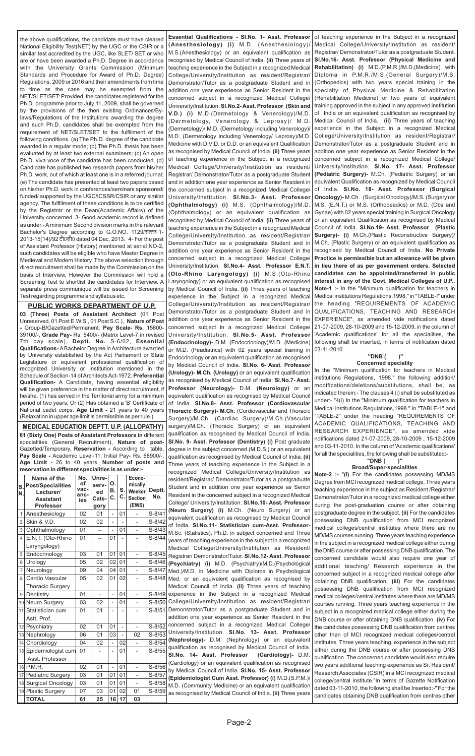the above qualifications, the candidate must have cleared National Eligibility Test(NET) by the UGC or the CSIR or a similar test accredited by the UGC, like SLET/ SET or who are or have been awarded a Ph.D. Degree in accordance with the University Grants Commission (Minimum Standards and Procedure for Award of Ph.D. Degree) Regulations, 2009 or 2016 and their amendments from time to time as the case may be exempted from the NET/SLET/SET: Provided, the candidates registered for the Ph.D. programme prior to July 11, 2009, shall be governed by the provisions of the then existing Ordinances/By-laws/Regulations of the Institutions awarding the degree and such Ph.D. candidates shall be exempted from the requirement of NET/SLET/SET to the fulfillment of the following conditions. (a) The Ph.D. degree of the candidate awarded in a regular mode; (b) The Ph.D. thesis has been evaluated by at least two external examiners; (c) An open Ph.D. viva voce of the candidate has been conducted. (d) Candidate has published two research papers from his/her Ph.D. work, out of which at least one is in a referred journal; (e) The candidate has presented at least two papers based on his/her Ph.D. work in conferences/seminars sponsored/ funded/ supported by the UGC/ICSSR/CSIR or any similar agency. The fulfillment of these conditions is to be certified by the Registrar or the Dean(Academic Affairs) of the University concerned. 3- Good academic record is defined as under:- A minimum Second division marks in the relevant Bachelor's Degree according to G.O.NO. 1129/सत्तर-1-2013-15(14)/92 टी0सी0 dated 04 Dec, 2013. 4- For the post of Assistant Professor (History) mentioned at serial NO-2, such candidates will be eligible who have Master Degree in Medieval and Modern History. The above selection through direct recruitment shall be made by the Commission on the basis of Interview, However the Commission will hold a Screening Test to shortlist the candidates for Interview. A separate press communiqué will be issued for Screening Test regarding programme and syllabus etc.

## PUBLIC WORKS DEPARTMENT OF U.P.

**03 (Three) Posts of Assistant Architect** (01 Post Unreserved, 01 Post E.W.S., 01 Post S.C.), **Nature of Post -** Group-B/Gazetted/Permanent. **Pay Scale- Rs.** 15600-39100/-, **Grade Pay-** Rs. 5400/- (Matrix Level-7 in revised 7th pay scale), **Deptt. No.** S-6/02, **Essential Qualifications-** A Bachelor Degree in Architecture awarded by University established by the Act Parliament or State Legislature or equivalent professional qualification of recognized University or Institution mentioned in the Schedule of Section-14 of Architects Act-1972. **Preferential Qualification-** A Candidate, having essential eligibility will be given preference in the matter of direct recruitment, if he/she. (1) has served in the Territorial army for a minimum period of two years, Or (2) Has obtained a 'B' Certificate of National cadet corps. **Age Limit -** 21 years to 40 years (Relaxation in upper age limit is permissible as per rule.)

## MEDICAL EDUCATION DEPTT. U.P. (ALLOPATHY)

**61 (Sixty One) Posts of Assistant Professors** in different specialities (General Recruitment), **Nature of post-** Gazetted/Temporary, **Reservation -** According to table, **Pay Scale -** Academic Level-11, Initial Pay- Rs. 68900/-, **Age Limit -** 26 to 40 years, **Number of posts and reservation in different specialities is as under:-**

| S. N. | Name of the Post/Specialities Lecturer/ Assistant Professor | No. of vacancies | Unreserved Category | O. B. C. | S. C. | Economically Weeker Section (EWS) | Deptt. No. |
|---|---|---|---|---|---|---|---|
| 1 | Anesthesiology | 02 | 01 | - | 01 | - | S-8/41 |
| 2 | Skin & V.D. | 02 | 02 | - | - | - | S-8/42 |
| 3 | Ophthalmology | 01 | -- | - | 01 | - | S-8/43 |
| 4 | E.N.T. (Oto-Rhino Laryngology) | 01 | -- | 01 | - | - | S-8/44 |
| 5 | Endocrinology | 03 | 01 | 01 | 01 | - | S-8/45 |
| 6 | Urology | 05 | 02 | 02 | 01 | - | S-8/46 |
| 7 | Neurology | 09 | 04 | 04 | 01 | - | S-8/47 |
| 8 | Cardio Vascular Thoracic Surgery | 05 | 02 | 01 | 02 | - | S-8/48 |
| 9 | Dentistry | 01 | - | - | 01 | - | S-8/49 |
| 10 | Neuro Surgery | 03 | 02 | - | 01 | - | S-8/50 |
| 11 | Statistician cum Astt. Prof. | 01 | 01 | - | - | - | S-8/51 |
| 12 | Psychiatry | 02 | 01 | 01 | - | - | S-8/52 |
| 13 | Nephrology | 06 | 01 | 03 | - | 02 | S-8/53 |
| 14 | Chordiology | 04 | 02 | - | 02 | - | S-8/54 |
| 15 | Epidemiologist cum Asst. Professor | 01 | - | - | 01 | - | S-8/55 |
| 16 | P.M.R. | 02 | 01 | - | 01 | - | S-8/56 |
| 17 | Pediatric Surgery | 03 | 01 | 01 | 01 | - | S-8/57 |
| 18 | Surgical Oncology | 03 | 01 | 01 | 01 | - | S-8/58 |
| 19 | Plastic Surgery | 07 | 03 | 01 | 02 | 01 | S-8/59 |
| | **TOTAL** | **61** | **25** | **16** | **17** | **03** | |

**Essential Qualifications - Sl.No. 1- Asst. Professor (Anesthesiology) (i)** M.D. (Anesthesiology)/ M.S.(Anesthesiology) or an equivalent qualification as recognised by Medical Council of India. **(ii)** Three years of teaching experience in the Subject in a recognized Medical College/University/Institution as resident/Registrar/ Demonstrator/Tutor as a postgraduate Student and in addition one year experience as Senior Resident in the concerned subject in a recognized Medical College/ University/Institution. **Sl.No.2- Asst. Professor (Skin and V.D.) (i)** M.D.(Dermetology & Venerology)/M.D. (Dermetology, Venerology & Leprosy)/ M.D. (Dermetology)/ M.D. (Dermetology including Venerology)/ M.D. (Dermetology including Venerology/ Leprosy)/M.D. Medicine with D.V.D. or D.D. or an equivalent Qualification as recognised by Medical Council of India. **(ii)** Three years of teaching experience in the Subject in a recognized Medical College/University/Institution as resident/ Registrar/ Demonstrator/Tutor as a postgraduate Student and in addition one year experience as Senior Resident in the concerned subject in a recognized Medical College/ University/Institution. **Sl.No.3- Asst. Professor (Ophthalmology) (i)** M.S. (Ophthalmology)/M.D. (Ophthalmology) or an equivalent qualification as recognised by Medical Council of India. **(ii)** Three years of teaching experience in the Subject in a recognized Medical College/University/Institution as resident/Registrar/ Demonstrator/Tutor as a postgraduate Student and in addition one year experience as Senior Resident in the concerned subject in a recognized Medical College/ University/Institution. **Sl.No.4- Asst. Professor E.N.T. (Oto-Rhino Laryngology) (i)** M.S.(Oto-Rhino Laryngology) or an equivalent qualification as recognised by Medical Council of India. **(ii)** Three years of teaching experience in the Subject in a recognized Medical College/University/Institution as resident/Registrar/ Demonstrator/Tutor as a postgraduate Student and in addition one year experience as Senior Resident in the concerned subject in a recognized Medical College/ University/Institution. **Sl.No.5- Asst. Professor (Endocrinology)-** D.M. (Endocrinology)/M.D. (Medicine) or M.D. (Peadiatrics) with 02 years special training in Endocrinology or an equivalent qualification as recognised by Medical Council of India. **Sl.No. 6- Asst. Professor (Urology)- M.Ch. (Urology)** or an equivalent qualification as recognised by Medical Council of India. **Sl.No.7- Asst. Professor (Neurology)-** D.M. **(Neurology)** or an equivalent qualification as recognised by Medical Council of India. **Sl.No.8- Asst. Professor (Cordiovascular Thoracic Surgery)- M.Ch.** (Cordiovascular and Thoracic Surgery)/M.Ch. (Cardiac Surgery)/M.Ch.(Vascular surgery)/M.Ch. (Thoracic Surgery) or an equivalent qualification as recognised by Medical Council of India. **Sl.No. 9- Asst. Professor (Dentistry) (i)** Post graduate degree in the subject concerned (M.D.S.) or an equivalent qualification as recognised by Medical Council of India. **(ii)** Three years of teaching experience in the Subject in a recognized Medical College/University/Institution as resident/Registrar/ Demonstrator/Tutor as a postgraduate Student and in addition one year experience as Senior Resident in the concerned subject in a recognized Medical College/ University/Institution. **Sl.No.10- Asst. Professor (Neuro Surgery) (i)** M.Ch. (Neuro Surgery) or an equivalent qualification as recognised by Medical Council of India. **Sl.No.11- Statistician cum-Asst. Professor-** M.Sc. (Statistics), Ph.D. in subject concerned and Three years of teaching experience in the subject in a recognized Medical College/University/Institution as Resident/ Registrar/ Demonstrator/Tutor. **Sl.No.12- Asst. Professor (Psychiatry) (i)** M.D. (Psychiatry)/M.D.(Psychological Med.)/M.D. in Medicine with Diploma in Psychological Med. or an equivalent qualification as recognised by Medical Council of India. **(ii)** Three years of teaching experience in the Subject in a recognized Medical College/University/Institution as resident/Registrar/ Demonstrator/Tutor as a postgraduate Student and in addition one year experience as Senior Resident in the concerned subject in a recognized Medical College/ University/Institution. **Sl.No. 13- Asst. Professor (Nephrology)-** D.M. (Nephrology) or an equivalent qualification as recognised by Medical Council of India. **Sl.No. 14- Asst. Professor (Cardiology)-** D.M. (Cardiology) or an equivalent qualification as recognised by Medical Council of India. **Sl.No. 15- Asst. Professor (Epidemiologist Cum Asst. Professor) (i)** M.D.(S.P.M.)/ M.D. (Community Medicine) or an equivalent qualification as recognised by Medical Council of India. **(ii)** Three years of teaching experience in the Subject in a recognized Medical College/University/Institution as resident/ Registrar/ Demonstrator/Tutor as a postgraduate Student. **Sl.No.16- Asst. Professor (Physical Medicine and Rehabilitation) (i)** M.D.(P.M.R.)/M.D.(Medicine) with Diploma in P.M.R./M.S.(General Surgery)/M.S. (Orthopedics) with two years special training in the specialty of Physical Medicine & Rehabilitation (Rehabilitation Medicine) or two years of equivalent training approved in the subject in any approved institution of India or an equivalent qualification as recognised by Medical Council of India. **(ii)** Three years of teaching experience in the Subject in a recognized Medical College/University/Institution as resident/Registrar/ Demonstrator/Tutor as a postgraduate Student and in addition one year experience as Senior Resident in the concerned subject in a recognized Medical College/ University/Institution. **Sl.No. 17- Asst. Professor (Pediatric Surgery)-** M.Ch. (Pediatric Surgery) or an equivalent Qualification as recognized by Medical Council of India. **Sl.No. 18- Asst. Professor (Surgical Oncology)-** M.Ch. (Surgical Oncology)/M.S. (Surgery) or M.S. (E.N.T.) or M.S. (Orthopeadics) or M.D. (Obs and Gynae) with 02 years special training in Surgical Oncology or an equivalent Qualification as recognised by Medical Council of India. **Sl.No.19- Asst. Professor (Plastic Surgery)- (i)** M.Ch.(Plastic Reconstructive Surgery)/ M.Ch. (Plastic Surgery) or an equivalent qualification as recognised by Medical Council of India. **No Private Practice is permissible but an allowance will be given in lieu there of as per government orders. Selected candidates can be appointed/transferred in public interest in any of the Govt. Medical Colleges of U.P.**. **Note-1 :-** In the "Minimum qualification for teachers in Medical institutions Regulations,1998." in "TABLE-I" under the heading "REQUIREMENTS OF ACADEMIC QUALIFICATIONS, TEACHING AND RESEARCH EXPERIENCE", as amended vide notifications dated 21-07-2009, 28-10-2009 and 15-12-2009, in the column of 'Academic qualifications' for all the specialities, the following shall be inserted, in terms of notification dated 03-11-2010.

**"DNB ( )"**
**Concerned speciality**

In the "Minimum qualification for teachers in Medical institutions Regulations, 1998." the following addition/ modifications/deletions/substitutions, shall be, as indicated therein:- The clauses 4 (i) shall be substituted as under:- "4(i) In the "Minimum qualification for teachers in Medical institutions Regulations,1998." in "TABLE-1" and "TABLE-2" under the heading "REQUIREMENTS OF ACADEMIC QUALIFICATIONS, TEACHING AND RESEARCH EXPERIENCE", as amended vide notifications dated 21-07-2009, 28-10-2009 , 15-12-2009 and 03-11-2010. In the column of 'Academic qualifications' for all the specialities, the following shall be substituted:-

**"DNB ( )"**
**Broad/Super-specialities**

**Note-2 :- "(i)** For the candidates possessing MD/MS Degree from MCI recognized medical college. Three years teaching experience in the subject as Resident /Registrar/ Demonstrator/Tutor in a recognized medical college either during the post-graduation course or after obtaining postgraduate degree in the subject. **(ii)** For the candidates possessing DNB qualification from MCI recognized medical colleges/central institutes where there are no MD/MS courses running. Three years teaching experience in the subject in a recognized medical college either during the DNB course or after possessing DNB qualification. The concerned candidate would also require one year of additional teaching/ Research experience in the concerned subject in a recognized medical college after obtaining DNB qualification. **(iii)** For the candidates possessing DNB qualification from MCI recognized medical colleges/central institutes where there are MD/MS courses running. Three years teaching experience in the subject in a recognized medical college either during the DNB course or after obtaining DNB qualification. **(iv)** For the candidates possessing DNB qualification from centres other than of MCI recognized medical colleges/central institutes. Three years teaching, experience in the subject either during the DNB course or after possessing DNB qualification. The concerned candidate would also require two years additional teaching experience as Sr. Resident/ Reaserch Associates (CSIR) in a MCI recognized medical college/central institute."In terms of Gazette Notification dated 03-11-2010, the following shall be Inserted:-" For the candidates obtaining DNB qualification from centres other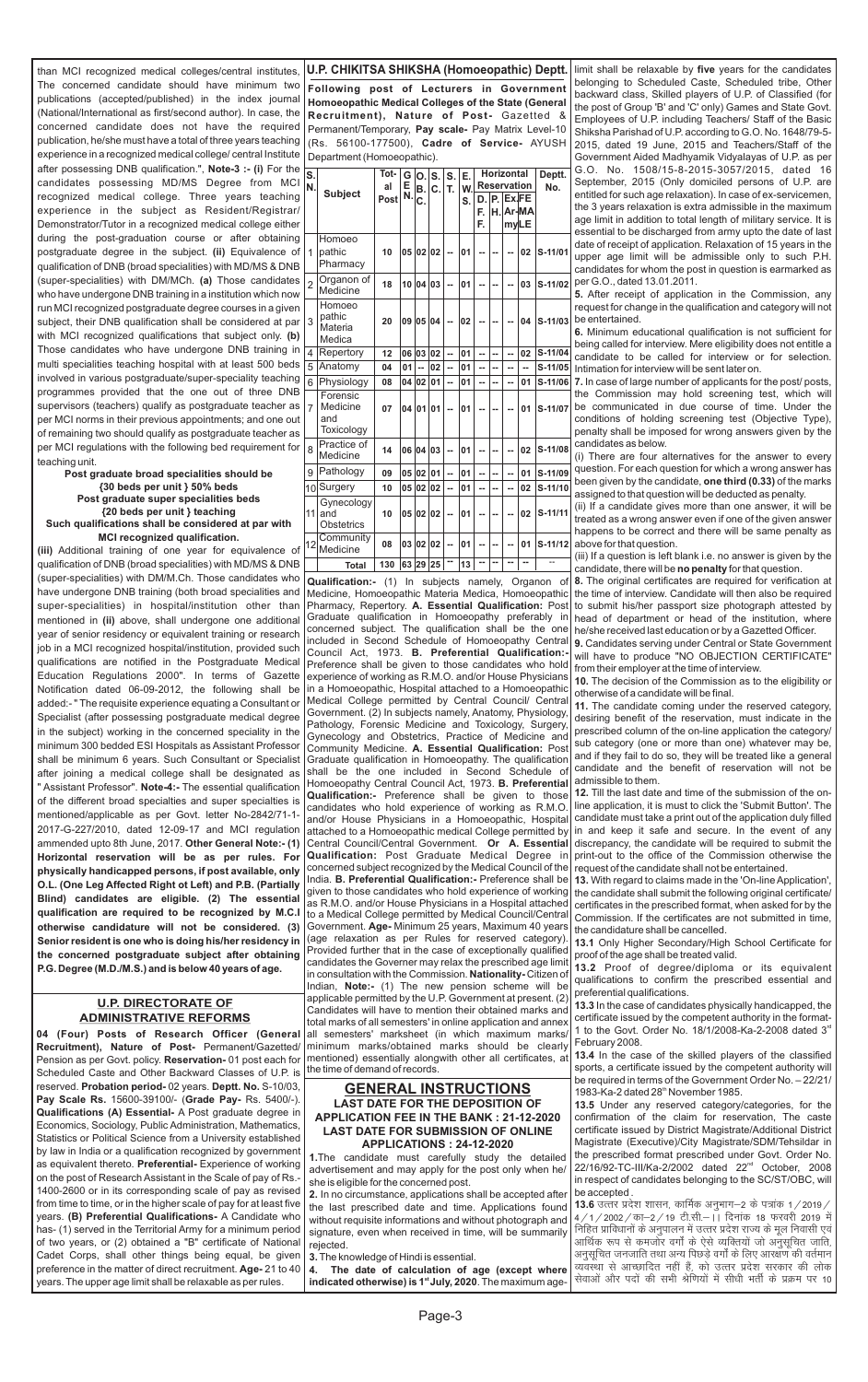than MCI recognized medical colleges/central institutes. The concerned candidate should have minimum two publications (accepted/published) in the index journal (National/International as first/second author). In case, the concerned candidate does not have the required publication, he/she must have a total of three years teaching experience in a recognized medical college/ central Institute after possessing DNB qualification.", **Note-3 :- (i)** For the candidates possessing MD/MS Degree from MCI recognized medical college. Three years teaching experience in the subject as Resident/Registrar/ Demonstrator/Tutor in a recognized medical college either during the post-graduation course or after obtaining postgraduate degree in the subject. **(ii)** Equivalence of qualification of DNB (broad specialities) with MD/MS & DNB (super-specialities) with DM/MCh. **(a)** Those candidates who have undergone DNB training in a institution which now run MCI recognized postgraduate degree courses in a given subject, their DNB qualification shall be considered at par with MCI recognized qualifications that subject only. **(b)** Those candidates who have undergone DNB training in multi specialities teaching hospital with at least 500 beds involved in various postgraduate/super-speciality teaching programmes provided that the one out of three DNB supervisors (teachers) qualify as postgraduate teacher as per MCI norms in their previous appointments; and one out of remaining two should qualify as postgraduate teacher as per MCI regulations with the following bed requirement for teaching unit.

**Post graduate broad specialities should be {30 beds per unit } 50% beds**
**Post graduate super specialities beds {20 beds per unit } teaching**
**Such qualifications shall be considered at par with MCI recognized qualification.**

**(iii)** Additional training of one year for equivalence of qualification of DNB (broad specialities) with MD/MS & DNB (super-specialities) with DM/M.Ch. Those candidates who have undergone DNB training (both broad specialities and super-specialities) in hospital/institution other than mentioned in **(ii)** above, shall undergone one additional year of senior residency or equivalent training or research job in a MCI recognized hospital/institution, provided such qualifications are notified in the Postgraduate Medical Education Regulations 2000". In terms of Gazette Notification dated 06-09-2012, the following shall be added:- " The requisite experience equating a Consultant or Specialist (after possessing postgraduate medical degree in the subject) working in the concerned speciality in the minimum 300 bedded ESI Hospitals as Assistant Professor shall be minimum 6 years. Such Consultant or Specialist after joining a medical college shall be designated as " Assistant Professor". **Note-4:-** The essential qualification of the different broad specialties and super specialties is mentioned/applicable as per Govt. letter No-2842/71-1-2017-G-227/2010, dated 12-09-17 and MCI regulation ammended upto 8th June, 2017. **Other General Note:- (1) Horizontal reservation will be as per rules. For physically handicapped persons, if post available, only O.L. (One Leg Affected Right or Left) and P.B. (Partially Blind) candidates are eligible. (2) The essential qualification are required to be recognized by M.C.I otherwise candidature will not be considered. (3) Senior resident is one who is doing his/her residency in the concerned postgraduate subject after obtaining P.G. Degree (M.D./M.S.) and is below 40 years of age.**

## U.P. DIRECTORATE OF ADMINISTRATIVE REFORMS

**04 (Four) Posts of Research Officer (General Recruitment), Nature of Post-** Permanent/Gazetted/ Pension as per Govt. policy. **Reservation-** 01 post each for Scheduled Caste and Other Backward Classes of U.P. is reserved. **Probation period-** 02 years. **Deptt. No.** S-10/03, **Pay Scale Rs.** 15600-39100/- (**Grade Pay-** Rs. 5400/-). **Qualifications (A) Essential-** A post graduate degree in Economics, Sociology, Public Administration, Mathematics, Statistics or Political Science from a University established by law in India or a qualification recognized by government as equivalent thereto. **Preferential-** Experience of working on the post of Research Assistant in the Scale of pay of Rs.-1400-2600 or in its corresponding scale of pay as revised from time to time, or in the higher scale of pay for at least five years. **(B) Preferential Qualifications-** A Candidate who has- (1) served in the Territorial Army for a minimum period of two years, or (2) obtained a "B" certificate of National Cadet Corps, shall other things being equal, be given preference in the matter of direct recruitment. **Age-** 21 to 40 years. The upper age limit shall be relaxable as per rules.

## U.P. CHIKITSA SHIKSHA (Homoeopathic) Deptt.

**Following post of Lecturers in Government Homoeopathic Medical Colleges of the State (General Recruitment), Nature of Post-** Gazetted & Permanent/Temporary, **Pay scale-** Pay Matrix Level-10 (Rs. 56100-177500), **Cadre of Service-** AYUSH Department (Homoeopathic).

| S. N. | Subject | Total Post | Gen. | O.B.C. | S.C. | S.T. | E.W.S. | Horizontal Reservation D.F.F. | P.H. | Ex.Army | FE MALE | Deptt. No. |
|---|---|---|---|---|---|---|---|---|---|---|---|---|
| 1 | Homoeopathic Pharmacy | 10 | 05 | 02 | 02 | -- | 01 | -- | -- | -- | 02 | S-11/01 |
| 2 | Organon of Medicine | 18 | 10 | 04 | 03 | -- | 01 | -- | -- | -- | 03 | S-11/02 |
| 3 | Homoeopathic Materia Medica | 20 | 09 | 05 | 04 | -- | 02 | -- | -- | -- | 04 | S-11/03 |
| 4 | Repertory | 12 | 06 | 03 | 02 | -- | 01 | -- | -- | -- | 02 | S-11/04 |
| 5 | Anatomy | 04 | 01 | -- | 02 | -- | 01 | -- | -- | -- | -- | S-11/05 |
| 6 | Physiology | 08 | 04 | 02 | 01 | -- | 01 | -- | -- | -- | 01 | S-11/06 |
| 7 | Forensic Medicine and Toxicology | 07 | 04 | 01 | 01 | -- | 01 | -- | -- | -- | 01 | S-11/07 |
| 8 | Practice of Medicine | 14 | 06 | 04 | 03 | -- | 01 | -- | -- | -- | 02 | S-11/08 |
| 9 | Pathology | 09 | 05 | 02 | 01 | -- | 01 | -- | -- | -- | 01 | S-11/09 |
| 10 | Surgery | 10 | 05 | 02 | 02 | -- | 01 | -- | -- | -- | 02 | S-11/10 |
| 11 | Gynecology and Obstetrics | 10 | 05 | 02 | 02 | -- | 01 | -- | -- | -- | 02 | S-11/11 |
| 12 | Community Medicine | 08 | 03 | 02 | 02 | -- | 01 | -- | -- | -- | 01 | S-11/12 |
| | **Total** | 130 | 63 | 29 | 25 | -- | 13 | -- | -- | -- | -- | -- |

**Qualification:-** (1) In subjects namely, Organon of Medicine, Homoeopathic Materia Medica, Homoeopathic Pharmacy, Repertory. **A. Essential Qualification:** Post Graduate qualification in Homoeopathy preferably in concerned subject. The qualification shall be the one included in Second Schedule of Homoeopathy Central Council Act, 1973. **B. Preferential Qualification:-** Preference shall be given to those candidates who hold experience of working as R.M.O. and/or House Physicians in a Homoeopathic, Hospital attached to a Homoeopathic Medical College permitted by Central Council/ Central Government. (2) In subjects namely, Anatomy, Physiology, Pathology, Forensic Medicine and Toxicology, Surgery, Gynecology and Obstetrics, Practice of Medicine and Community Medicine. **A. Essential Qualification:** Post Graduate qualification in Homoeopathy. The qualification shall be the one included in Second Schedule of Homoeopathy Central Council Act, 1973. **B. Preferential Qualification:-** Preference shall be given to those candidates who hold experience of working as R.M.O. and/or House Physicians in a Homoeopathic, Hospital attached to a Homoeopathic Medical college permitted by Central Council/Central Government. **Or A. Essential Qualification:** Post Graduate Medical Degree in concerned subject recognized by the Medical Council of the India. **B. Preferential Qualification:-** Preference shall be given to those candidates who hold experience of working as R.M.O. and/or House Physicians in a Hospital attached to a Medical College permitted by Medical Council/Central Government. **Age-** Minimum 25 years, Maximum 40 years (age relaxation as per Rules for reserved category). Provided further that in the case of exceptionally qualified candidates the Governor may relax the prescribed age limit in consultation with the Commission. **Nationality-** Citizen of Indian, **Note:-** (1) The new pension scheme will be applicable permitted by the U.P. Government at present. (2) Candidates will have to mention their obtained marks and total marks of all semesters' in online application and annex all semesters' marksheet (in which maximum marks/ minimum marks/obtained marks should be clearly mentioned) essentially alongwith other all certificates, at the time of demand of records.

## GENERAL INSTRUCTIONS

**LAST DATE FOR THE DEPOSITION OF APPLICATION FEE IN THE BANK : 21-12-2020**
**LAST DATE FOR SUBMISSION OF ONLINE APPLICATIONS : 24-12-2020**

**1.**The candidate must carefully study the detailed advertisement and may apply for the post only when he/ she is eligible for the concerned post.

**2.** In no circumstance, applications shall be accepted after the last prescribed date and time. Applications found without requisite informations and without photograph and signature, even when received in time, will be summarily rejected.

**3.** The knowledge of Hindi is essential.

**4. The date of calculation of age (except where indicated otherwise) is 1st July, 2020**. The maximum age-limit shall be relaxable by **five** years for the candidates belonging to Scheduled Caste, Scheduled tribe, Other backward class, Skilled players of U.P. of Classified (for the post of Group 'B' and 'C' only) Games and State Govt. Employees of U.P. including Teachers/ Staff of the Basic Shiksha Parishad of U.P. according to G.O. No. 1648/79-5-2015, dated 19 June, 2015 and Teachers/Staff of the Government Aided Madhyamik Vidyalayas of U.P. as per G.O. No. 1508/15-8-2015-3057/2015, dated 16 September, 2015 (only domiciled persons of U.P. are entitled for such age relaxation). In case of ex-servicemen, the 3 years relaxation is extra admissible in the maximum age limit in addition to total length of military service. It is essential to be discharged from army upto the date of last date of receipt of application. Relaxation of 15 years in the upper age limit will be admissible only to such P.H. candidates for whom the post in question is earmarked as per G.O., dated 13.01.2011.

**5.** After receipt of application in the Commission, any request for change in the qualification and category will not be entertained.

**6.** Minimum educational qualification is not sufficient for being called for interview. Mere eligibility does not entitle a candidate to be called for interview or for selection. Intimation for interview will be sent later on.

**7.** In case of large number of applicants for the post/ posts, the Commission may hold screening test, which will be communicated in due course of time. Under the conditions of holding screening test (Objective Type), penalty shall be imposed for wrong answers given by the candidates as below.

(i) There are four alternatives for the answer to every question. For each question for which a wrong answer has been given by the candidate, **one third (0.33)** of the marks assigned to that question will be deducted as penalty.

(ii) If a candidate gives more than one answer, it will be treated as a wrong answer even if one of the given answer happens to be correct and there will be same penalty as above for that question.

(iii) If a question is left blank i.e. no answer is given by the candidate, there will be **no penalty** for that question.

**8.** The original certificates are required for verification at the time of interview. Candidate will then also be required to submit his/her passport size photograph attested by head of department or head of the institution, where he/she received last education or by a Gazetted Officer.

**9.** Candidates serving under Central or State Government will have to produce "NO OBJECTION CERTIFICATE" from their employer at the time of interview.

**10.** The decision of the Commission as to the eligibility or otherwise of a candidate will be final.

**11.** The candidate coming under the reserved category, desiring benefit of the reservation, must indicate in the prescribed column of the on-line application the category/ sub category (one or more than one) whatever may be, and if they fail to do so, they will be treated like a general candidate and the benefit of reservation will not be admissible to them.

**12.** Till the last date and time of the submission of the on-line application, it is must to click the 'Submit Button'. The candidate must take a print out of the application duly filled in and keep it safe and secure. In the event of any discrepancy, the candidate will be required to submit the print-out to the office of the Commission otherwise the request of the candidate shall not be entertained.

**13.** With regard to claims made in the 'On-line Application', the candidate shall submit the following original certificate/ certificates in the prescribed format, when asked for by the Commission. If the certificates are not submitted in time, the candidature shall be cancelled.

**13.1** Only Higher Secondary/High School Certificate for proof of the age shall be treated valid.

**13.2** Proof of degree/diploma or its equivalent qualifications to confirm the prescribed essential and preferential qualifications.

**13.3** In the case of candidates physically handicapped, the certificate issued by the competent authority in the format-1 to the Govt. Order No. 18/1/2008-Ka-2-2008 dated 3rd February 2008.

**13.4** In the case of the skilled players of the classified sports, a certificate issued by the competent authority will be required in terms of the Government Order No. – 22/21/ 1983-Ka-2 dated 28th November 1985.

**13.5** Under any reserved category/categories, for the confirmation of the claim for reservation, The caste certificate issued by District Magistrate/Additional District Magistrate (Executive)/City Magistrate/SDM/Tehsildar in the prescribed format prescribed under Govt. Order No. 22/16/92-TC-III/Ka-2/2002 dated 22nd October, 2008 in respect of candidates belonging to the SC/ST/OBC, will be accepted .

**13.6** उत्तर प्रदेश शासन, कार्मिक अनुभाग–2 के पत्रांक 1/2019/4/1/2002/का–2/19 टी.सी.–।। दिनांक 18 फरवरी 2019 में निहित प्राविधानों के अनुपालन में उत्तर प्रदेश राज्य के मूल निवासी एवं आर्थिक रूप से कमजोर वर्गों के ऐसे व्यक्तियों जो अनुसूचित जाति, अनुसूचित जनजाति तथा अन्य पिछड़े वर्गों के लिए आरक्षण की वर्तमान व्यवस्था से आच्छादित नहीं हैं, को उत्तर प्रदेश सरकार की लोक सेवाओं और पदों की सभी श्रेणियों में सीधी भर्ती के प्रक्रम पर 10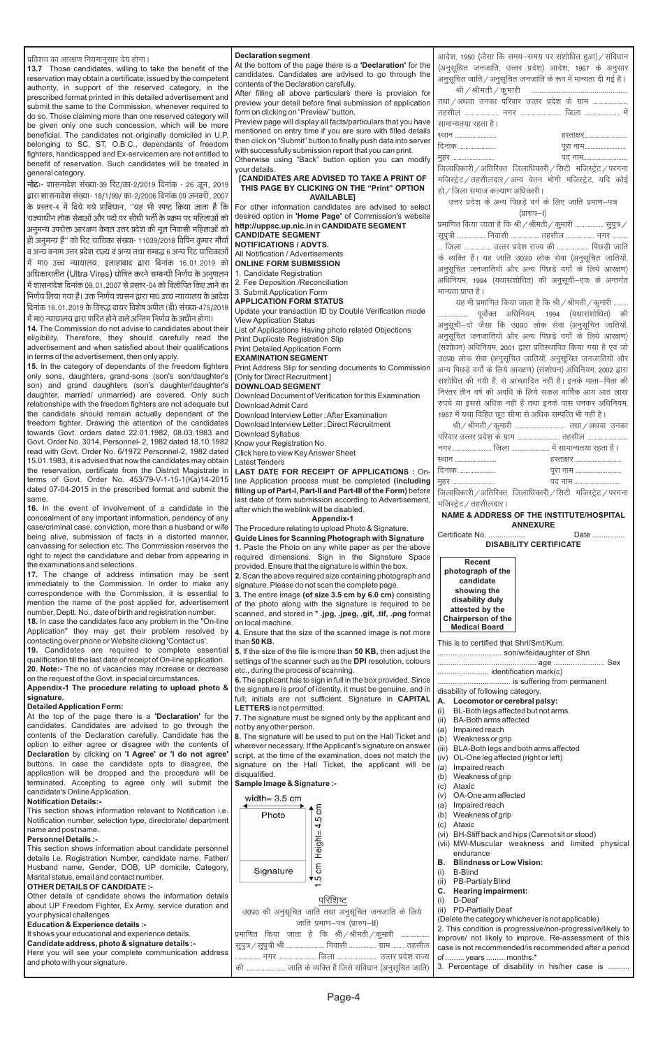प्रतिशत का आरक्षण नियमानुसार देय होगा।

**13.7** Those candidates, willing to take the benefit of the reservation may obtain a certificate, issued by the competent authority, in support of the reserved category, in the prescribed format printed in this detailed advertisement and submit the same to the Commission, whenever required to do so. Those claiming more than one reserved category will be given only one such concession, which will be more beneficial. The candidates not originally domiciled in U.P. belonging to SC, ST, O.B.C., dependants of freedom fighters, handicapped and Ex-servicemen are not entitled to benefit of reservation. Such candidates will be treated in general category.

**नोटः-** शासनादेश संख्या-39 रिट/का-2/2019 दिनांक - 26 जून, 2019 द्वारा शासनादेश संख्या- 18/1/99/ का-2/2006 दिनांक 09 जनवरी, 2007 के प्रस्तर-4 में दिये गये प्राविधान, "यह भी स्पष्ट किया जाता है कि राज्याधीन लोक सेवाओं और पदों पर सीधी भर्ती के क्रम पर महिलाओं को अनुमन्य उपरोक्त आरक्षण केवल उत्तर प्रदेश की मूल निवासी महिलाओं को ही अनुमन्य है" को रिट याचिका संख्या- 11039/2018 विपिन कुमार मौर्या व अन्य बनाम उत्तर प्रदेश राज्य व अन्य तथा सम्बद्ध 6 अन्य रिट याचिकाओं में मा0 उच्च न्यायालय, इलाहाबाद द्वारा दिनांक 16.01.2019 को अधिकारातीत (Ultra Vires) घोषित करने सम्बन्धी निर्णय के अनुपालन में शासनादेश दिनांक 09.01.2007 से प्रस्तर-04 को विलोपित किए जाने का निर्णय लिया गया है। उक्त निर्णय शासन द्वारा मा0 उच्च न्यायालय के आदेश दिनांक 16.01.2019 के विरूद्ध दायर विशेष अपील (डी) संख्या-475/2019 में मा0 न्यायालय द्वारा पारित होने वाले अन्तिम निर्णय के अधीन होगा।

**14.** The Commission do not advise to candidates about their eligibility. Therefore, they should carefully read the advertisement and when satisfied about their qualifications in terms of the advertisement, then only apply.

**15.** In the category of dependants of the freedom fighters only sons, daughters, grand-sons (son's son/daughter's son) and grand daughters (son's daughter/daughter's daughter, married/ unmarried) are covered. Only such relationships with the freedom fighters are not adequate but the candidate should remain actually dependant of the freedom fighter. Drawing the attention of the candidates towards Govt. orders dated 22.01.1982, 08.03.1983 and Govt. Order No. 3014, Personnel- 2, 1982 dated 18.10.1982 read with Govt. Order No. 6/1972 Personnel-2, 1982 dated 15.01.1983, it is advised that now the candidates may obtain the reservation, certificate from the District Magistrate in terms of Govt. Order No. 453/79-V-1-15-1(Ka)14-2015 dated 07-04-2015 in the prescribed format and submit the same.

**16.** In the event of involvement of a candidate in the concealment of any important information, pendency of any case/criminal case, conviction, more than a husband or wife being alive, submission of facts in a distorted manner, canvassing for selection etc. The Commission reserves the right to reject the candidature and debar from appearing in the examinations and selections.

**17.** The change of address intimation may be sent immediately to the Commission. In order to make any correspondence with the Commission, it is essential to mention the name of the post applied for, advertisement number, Deptt. No., date of birth and registration number.

**18.** In case the candidates face any problem in the "On-line Application" they may get their problem resolved by contacting over phone or Website clicking 'Contact us'.

**19.** Candidates are required to complete essential qualification till the last date of receipt of On-line application.

**20. Note:-** The no. of vacancies may increase or decrease on the request of the Govt. in special circumstances.

**Appendix-1 The procedure relating to upload photo & signature.**

**Detailed Application Form:**

At the top of the page there is a **'Declaration'** for the candidates. Candidates are advised to go through the contents of the Declaration carefully. Candidate has the option to either agree or disagree with the contents of **Declaration** by clicking on **'I Agree' or 'I do not agree'** buttons. In case the candidate opts to disagree, the application will be dropped and the procedure will be terminated. Accepting to agree only will submit the candidate's Online Application.

**Notification Details:-**

This section shows information relevant to Notification i.e. Notification number, selection type, directorate/ department name and post name.

**Personnel Details :-**

This section shows information about candidate personnel details i.e. Registration Number, candidate name, Father/ Husband name, Gender, DOB, UP domicile, Category, Marital status, email and contact number.

**OTHER DETAILS OF CANDIDATE :-**

Other details of candidate shows the information details about UP Freedom Fighter, Ex Army, service duration and your physical challenges

**Education & Experience details :-**

It shows your educational and experience details.

**Candidate address, photo & signature details :-**

Here you will see your complete communication address and photo with your signature.

**Declaration segment**

At the bottom of the page there is a **'Declaration'** for the candidates. Candidates are advised to go through the contents of the Declaration carefully.

After filling all above particulars there is provision for preview your detail before final submission of application form on clicking on "Preview" button.

Preview page will display all facts/particulars that you have mentioned on entry time if you are sure with filled details then click on "Submit" button to finally push data into server with successfully submission report that you can print. Otherwise using "Back" button option you can modify your details.

**[CANDIDATES ARE ADVISED TO TAKE A PRINT OF THIS PAGE BY CLICKING ON THE "Print" OPTION AVAILABLE]**

For other information candidates are advised to select desired option in **'Home Page'** of Commission's website **http://uppsc.up.nic.in** in **CANDIDATE SEGMENT**

**CANDIDATE SEGMENT**

**NOTIFICATIONS / ADVTS.**

All Notification / Advertisements

**ONLINE FORM SUBMISSION**

1. Candidate Registration
2. Fee Deposition /Reconciliation
3. Submit Application Form

**APPLICATION FORM STATUS**

Update your transaction ID by Double Verification mode
View Application Status
List of Applications Having photo related Objections
Print Duplicate Registration Slip
Print Detailed Application Form

**EXAMINATION SEGMENT**

Print Address Slip for sending documents to Commission [Only for Direct Recruitment]

**DOWNLOAD SEGMENT**

Download Document of Verification for this Examination
Download Admit Card
Download Interview Letter : After Examination
Download Interview Letter : Direct Recruitment
Download Syllabus
Know your Registration No.
Click here to view Key Answer Sheet
Latest Tenders

**LAST DATE FOR RECEIPT OF APPLICATIONS :** On-line Application process must be completed **(including filling up of Part-I, Part-II and Part-III of the Form)** before last date of form submission according to Advertisement, after which the weblink will be disabled.

**Appendix-1**

The Procedure relating to upload Photo & Signature.

**Guide Lines for Scanning Photograph with Signature**

**1.** Paste the Photo on any white paper as per the above required dimensions. Sign in the Signature Space provided. Ensure that the signature is within the box.

**2.** Scan the above required size containing photograph and signature. Please do not scan the complete page.

**3.** The entire image **(of size 3.5 cm by 6.0 cm)** consisting of the photo along with the signature is required to be scanned, and stored in * **.jpg, .jpeg, .gif, .tif, .png** format on local machine.

**4.** Ensure that the size of the scanned image is not more than **50 KB.**

**5.** If the size of the file is more than **50 KB,** then adjust the settings of the scanner such as the **DPI** resolution, colours etc., during the process of scanning.

**6.** The applicant has to sign in full in the box provided. Since the signature is proof of identity, it must be genuine, and in full; initials are not sufficient. Signature in **CAPITAL LETTERS** is not permitted.

**7.** The signature must be signed only by the applicant and not by any other person.

**8.** The signature will be used to put on the Hall Ticket and wherever necessary. If the Applicant's signature on answer script, at the time of the examination, does not match the signature on the Hall Ticket, the applicant will be disqualified.

**Sample Image & Signature :-**

width= 3.5 cm

| Photo | Height= 4.5 cm |
|---|---|
| Signature | 1.5 cm |

परिशिष्ट

उ0प्र0 की अनुसूचित जाति तथा अनुसूचित जनजाति के लिये जाति प्रमाण–पत्र (प्रारुप–II)

प्रमाणित किया जाता है कि श्री/श्रीमती/कुमारी ................ सुपुत्र/सुपुत्री श्री ...................... निवासी ................ ग्राम ....... तहसील ............. नगर ..................... जिला ....................... उत्तर प्रदेश राज्य की ..................... जाति के व्यक्ति हैं जिसे संविधान (अनुसूचित जाति) आदेश, 1950 (जैसा कि समय–समय पर संशोधित हुआ)/संविधान (अनुसूचित जनजाति, उत्तर प्रदेश) आदेश, 1967 के अनुसार अनुसूचित जाति/अनुसूचित जनजाति के रूप में मान्यता दी गई है।

श्री/श्रीमती/कुमारी ............................................ तथा/अथवा उनका परिवार उत्तर प्रदेश के ग्राम ................... तहसील ..................... नगर ...................... जिला .................... में सामान्यतया रहता है।

स्थान ......................... हस्ताक्षर.........................
दिनांक ...................... पूरा नाम.........................
मुहर ......................... पद नाम...........................

जिलाधिकारी/अतिरिक्त जिलाधिकारी/सिटी मजिस्ट्रेट/परगना मजिस्ट्रेट/तहसीलदार/अन्य वेतन भोगी मजिस्ट्रेट, यदि कोई हो/जिला समाज कल्याण अधिकारी।

उत्तर प्रदेश के अन्य पिछड़े वर्ग के लिए जाति प्रमाण–पत्र (प्रारुप–I)

प्रमाणित किया जाता है कि श्री/श्रीमती/कुमारी ................ सुपुत्र/सुपुत्री ................ निवासी ................ तहसील ................ नगर ......... जिला ................ उत्तर प्रदेश राज्य की .................. पिछड़ी जाति के व्यक्ति हैं। यह जाति उ0प्र0 लोक सेवा (अनुसूचित जातियों, अनुसूचित जनजातियों और अन्य पिछड़े वर्गों के लिये आरक्षण) अधिनियम, 1994 (यथासंशोधित) की अनुसूची–एक के अन्तर्गत मान्यता प्राप्त है।

यह भी प्रमाणित किया जाता है कि श्री/श्रीमती/कुमारी ........ ................ पूर्वोक्त अधिनियम, 1994 (यथासंशोधित) की अनुसूची–दो जैसा कि उ0प्र0 लोक सेवा (अनुसूचित जातियों, अनुसूचित जनजातियों और अन्य पिछड़े वर्गों के लिये आरक्षण) (संशोधन) अधिनियम, 2001 द्वारा प्रतिस्थापित किया गया है एवं जो उ0प्र0 लोक सेवा (अनुसूचित जातियों, अनुसूचित जनजातियों और अन्य पिछड़े वर्गों के लिये आरक्षण) (संशोधन) अधिनियम, 2002 द्वारा संशोधित की गयी है, से आच्छादित नहीं है। इनके माता–पिता की निरंतर तीन वर्ष की अवधि के लिये सकल वार्षिक आय आठ लाख रुपये या इससे अधिक नहीं है तथा इनके पास धनकर अधिनियम, 1957 में यथा विहित छूट सीमा से अधिक सम्पत्ति भी नहीं है।

श्री/श्रीमती/कुमारी ............................ तथा/अथवा उनका परिवार उत्तर प्रदेश के ग्राम ......................... तहसील ...................... नगर ...................... जिला ...................... में सामान्यतया रहता है।

स्थान ......................... हस्ताक्षर .........................
दिनांक ...................... पूरा नाम .........................
मुहर ......................... पद नाम ...........................

जिलाधिकारी/अतिरिक्त जिलाधिकारी/सिटी मजिस्ट्रेट/परगना मजिस्ट्रेट/तहसीलदार।

**NAME & ADDRESS OF THE INSTITUTE/HOSPITAL**

**ANNEXURE**

Certificate No. ................. Date ..............

**DISABILITY CERTIFICATE**

| Recent photograph of the candidate showing the disability duly attested by the Chairperson of the Medical Board |
|---|

This is to certified that Shri/Smt/Kum. .............................. son/wife/daughter of Shri .............................................. age ........................ Sex ........................ identification mark(c) ................................. is suffering from permanent disability of following category.

**A. Locomotor or cerebral palsy:**

(i) BL-Both legs affected but not arms.
(ii) BA-Both arms affected
(a) Impaired reach
(b) Weakness or grip
(iii) BLA-Both legs and both arms affected
(iv) OL-One leg affected (right or left)
(a) Impaired reach
(b) Weakness of grip
(c) Ataxic
(v) OA-One arm affected
(a) Impaired reach
(b) Weakness of grip
(c) Ataxic
(vi) BH-Stiff back and hips (Cannot sit or stood)
(vii) MW-Muscular weakness and limited physical endurance

**B. Blindness or Low Vision:**

(i) B-Blind
(ii) PB-Partialy Blind

**C. Hearing impairment:**

(i) D-Deaf
(ii) PD-Partially Deaf

(Delete the category whichever is not applicable)

2. This condition is progressive/non-progressive/likely to improve/ not likely to improve. Re-assessment of this case is not recommended/is recommended after a period of ......... years ......... months.*

3. Percentage of disability in his/her case is ..........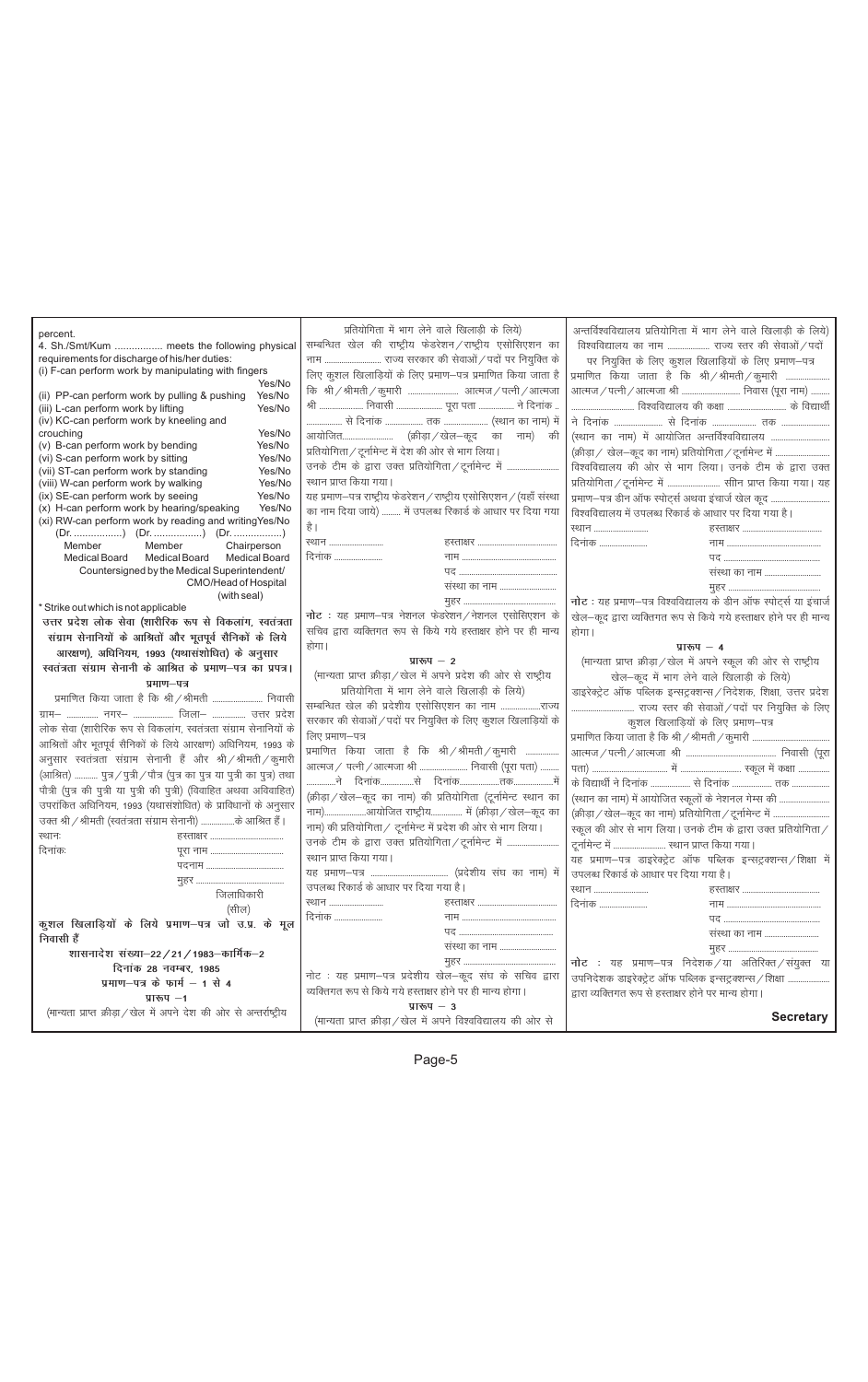percent.

4. Sh./Smt/Kum ................. meets the following physical requirements for discharge of his/her duties:

(i) F-can perform work by manipulating with fingers Yes/No
(ii) PP-can perform work by pulling & pushing Yes/No
(iii) L-can perform work by lifting Yes/No
(iv) KC-can perform work by kneeling and crouching Yes/No
(v) B-can perform work by bending Yes/No
(vi) S-can perform work by sitting Yes/No
(vii) ST-can perform work by standing Yes/No
(viii) W-can perform work by walking Yes/No
(ix) SE-can perform work by seeing Yes/No
(x) H-can perform work by hearing/speaking Yes/No
(xi) RW-can perform work by reading and writing Yes/No

| (Dr. .................) | (Dr. .................) | (Dr. .................) |
|---|---|---|
| Member Medical Board | Member Medical Board | Chairperson Medical Board |

Countersigned by the Medical Superintendent/ CMO/Head of Hospital (with seal)

\* Strike out which is not applicable

**उत्तर प्रदेश लोक सेवा (शारीरिक रूप से विकलांग, स्वतंत्रता संग्राम सेनानियों के आश्रितों और भूतपूर्व सैनिकों के लिये आरक्षण), अधिनियम, 1993 (यथासंशोधित) के अनुसार स्वतंत्रता संग्राम सेनानी के आश्रित के प्रमाण–पत्र का प्रपत्र।**

**प्रमाण–पत्र**

प्रमाणित किया जाता है कि श्री / श्रीमती ...................... निवासी ग्राम– .............. नगर– .................. जिला– ............... उत्तर प्रदेश लोक सेवा (शारीरिक रूप से विकलांग, स्वतंत्रता संग्राम सेनानियों के आश्रितों और भूतपूर्व सैनिकों के लिये आरक्षण) अधिनियम, 1993 के अनुसार स्वतंत्रता संग्राम सेनानी हैं और श्री / श्रीमती / कुमारी (आश्रित) .......... पुत्र / पुत्री / पौत्र (पुत्र का पुत्र या पुत्री का पुत्र) तथा पौत्री (पुत्र की पुत्री या पुत्री की पुत्री) (विवाहित अथवा अविवाहित) उपरांकित अधिनियम, 1993 (यथासंशोधित) के प्राविधानों के अनुसार उक्त श्री / श्रीमती (स्वतंत्रता संग्राम सेनानी) ..............के आश्रित हैं।

स्थान: हस्ताक्षर ..................................

दिनांक: पूरा नाम ..................................

पदनाम ..................................

मुहर ..................................

जिलाधिकारी

(सील)

**कुशल खिलाड़ियों के लिये प्रमाण–पत्र जो उ.प्र. के मूल निवासी हैं**

**शासनादेश संख्या–22 / 21 / 1983–कार्मिक–2**

**दिनांक 28 नवम्बर, 1985**

**प्रमाण–पत्र के फार्म – 1 से 4**

**प्रारूप –1**

(मान्यता प्राप्त क्रीड़ा / खेल में अपने देश की ओर से अन्तर्राष्ट्रीय प्रतियोगिता में भाग लेने वाले खिलाड़ी के लिये)

सम्बन्धित खेल की राष्ट्रीय फेडरेशन / राष्ट्रीय एसोसिएशन का नाम ......................... राज्य सरकार की सेवाओं / पदों पर नियुक्ति के लिए कुशल खिलाड़ियों के लिए प्रमाण–पत्र प्रमाणित किया जाता है कि श्री / श्रीमती / कुमारी ....................... आत्मज / पत्नी / आत्मजा श्री .................... निवासी ..................... पूरा पता ................ ने दिनांक .. ............... से दिनांक ................. तक ................... (स्थान का नाम) में आयोजित........................ (क्रीड़ा / खेल–कूद का नाम) की प्रतियोगिता / टूर्नामेन्ट में देश की ओर से भाग लिया। उनके टीम के द्वारा उक्त प्रतियोगिता / टूर्नामेन्ट में ........................ स्थान प्राप्त किया गया। यह प्रमाण–पत्र राष्ट्रीय फेडरेशन / राष्ट्रीय एसोसिएशन / (यहाँ संस्था का नाम दिया जाये) ........ में उपलब्ध रिकार्ड के आधार पर दिया गया है।

स्थान ......................... हस्ताक्षर ..................................

दिनांक ...................... नाम ..................................

पद ..................................

संस्था का नाम ..........................

मुहर ..................................

**नोट** : यह प्रमाण–पत्र नेशनल फेडरेशन / नेशनल एसोसिएशन के सचिव द्वारा व्यक्तिगत रूप से किये गये हस्ताक्षर होने पर ही मान्य होगा।

**प्रारूप – 2**

(मान्यता प्राप्त क्रीड़ा / खेल में अपने प्रदेश की ओर से राष्ट्रीय प्रतियोगिता में भाग लेने वाले खिलाड़ी के लिये)

सम्बन्धित खेल की प्रदेशीय एसोसिएशन का नाम ..................राज्य सरकार की सेवाओं / पदों पर नियुक्ति के लिए कुशल खिलाड़ियों के लिए प्रमाण–पत्र

प्रमाणित किया जाता है कि श्री / श्रीमती / कुमारी ............... आत्मज / पत्नी / आत्मजा श्री ...................... निवासी (पूरा पता) ......... ............ने दिनांक..............से दिनांक..................तक..................में (क्रीड़ा / खेल–कूद का नाम) की प्रतियोगिता (टूर्नामेन्ट स्थान का नाम)...................आयोजित राष्ट्रीय.............. में (क्रीड़ा / खेल–कूद का नाम) की प्रतियोगिता / टूर्नामेन्ट में प्रदेश की ओर से भाग लिया। उनके टीम के द्वारा उक्त प्रतियोगिता / टूर्नामेन्ट में ........................ स्थान प्राप्त किया गया।

यह प्रमाण–पत्र .................................. (प्रदेशीय संघ का नाम) में उपलब्ध रिकार्ड के आधार पर दिया गया है।

स्थान ......................... हस्ताक्षर ..................................

दिनांक ...................... नाम ..................................

पद ..................................

संस्था का नाम ..........................

मुहर ..................................

नोट : यह प्रमाण–पत्र प्रदेशीय खेल–कूद संघ के सचिव द्वारा व्यक्तिगत रूप से किये गये हस्ताक्षर होने पर ही मान्य होगा।

**प्रारूप – 3**

(मान्यता प्राप्त क्रीड़ा / खेल में अपने विश्वविद्यालय की ओर से अन्तर्विश्वविद्यालय प्रतियोगिता में भाग लेने वाले खिलाड़ी के लिये)

विश्वविद्यालय का नाम .................... राज्य स्तर की सेवाओं / पदों पर नियुक्ति के लिए कुशल खिलाड़ियों के लिए प्रमाण–पत्र

प्रमाणित किया जाता है कि श्री / श्रीमती / कुमारी ................... आत्मज / पत्नी / आत्मजा श्री ........................... निवास (पूरा नाम) ........ ............................. विश्वविद्यालय की कक्षा .......................... के विद्यार्थी ने दिनांक ...................... से दिनांक ..................... तक ..................... (स्थान का नाम) में आयोजित अन्तर्विश्वविद्यालय ...................... (क्रीड़ा / खेल–कूद का नाम) प्रतियोगिता / टूर्नामेन्ट में ......................... विश्वविद्यालय की ओर से भाग लिया। उनके टीम के द्वारा उक्त प्रतियोगिता / टूर्नामेन्ट में ......................... सीान प्राप्त किया गया। यह प्रमाण–पत्र डीन ऑफ स्पोर्ट्स अथवा इंचार्ज खेल कूद ........................... विश्वविद्यालय में उपलब्ध रिकार्ड के आधार पर दिया गया है।

स्थान ......................... हस्ताक्षर ..................................

दिनांक ...................... नाम ..................................

पद ..................................

संस्था का नाम ..........................

मुहर ..................................

**नोट** : यह प्रमाण–पत्र विश्वविद्यालय के डीन ऑफ स्पोर्ट्स या इंचार्ज खेल–कूद द्वारा व्यक्तिगत रूप से किये गये हस्ताक्षर होने पर ही मान्य होगा।

**प्रारूप – 4**

(मान्यता प्राप्त क्रीड़ा / खेल में अपने स्कूल की ओर से राष्ट्रीय खेल–कूद में भाग लेने वाले खिलाड़ी के लिये)

डाइरेक्ट्रेट ऑफ पब्लिक इन्सट्रक्शन्स / निदेशक, शिक्षा, उत्तर प्रदेश ............................ राज्य स्तर की सेवाओं / पदों पर नियुक्ति के लिए कुशल खिलाड़ियों के लिए प्रमाण–पत्र

प्रमाणित किया जाता है कि श्री / श्रीमती / कुमारी ..................................... आत्मज / पत्नी / आत्मजा श्री .......................................... निवासी (पूरा पता) .................................. में .......................... स्कूल में कक्षा .............. के विद्यार्थी ने दिनांक .................. से दिनांक .................. तक ................. (स्थान का नाम) में आयोजित स्कूलों के नेशनल गेम्स की ...................... (क्रीड़ा / खेल–कूद का नाम) प्रतियोगिता / टूर्नामेन्ट में ...................... स्कूल की ओर से भाग लिया। उनके टीम के द्वारा उक्त प्रतियोगिता / टूर्नामेन्ट में ....................... स्थान प्राप्त किया गया।

यह प्रमाण–पत्र डाइरेक्ट्रेट ऑफ पब्लिक इन्सट्रक्शन्स / शिक्षा में उपलब्ध रिकार्ड के आधार पर दिया गया है।

स्थान ......................... हस्ताक्षर ..................................

दिनांक ...................... नाम ..................................

पद ..................................

संस्था का नाम ..........................

मुहर ..................................

**नोट** : यह प्रमाण–पत्र निदेशक / या अतिरिक्त / संयुक्त या उपनिदेशक डाइरेक्ट्रेट ऑफ पब्लिक इन्सट्रक्शन्स / शिक्षा .................. द्वारा व्यक्तिगत रूप से हस्ताक्षर होने पर मान्य होगा।

**Secretary**